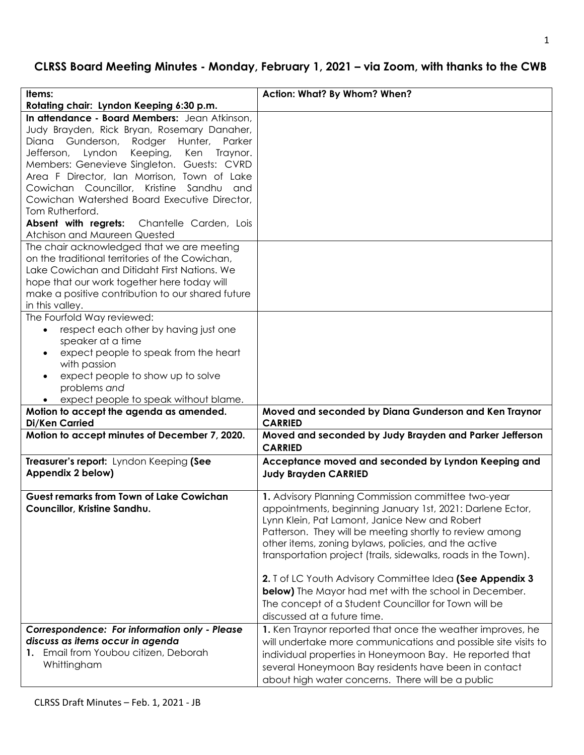# CLRSS Board Meeting Minutes - Monday, February 1, 2021 – via Zoom, with thanks to the CWB

| **Items:**<br>**Rotating chair: Lyndon Keeping 6:30 p.m.** | **Action: What? By Whom? When?** |
|---|---|
| **In attendance - Board Members:** Jean Atkinson, Judy Brayden, Rick Bryan, Rosemary Danaher, Diana Gunderson, Rodger Hunter, Parker Jefferson, Lyndon Keeping, Ken Traynor. Members: Genevieve Singleton. Guests: CVRD Area F Director, Ian Morrison, Town of Lake Cowichan Councillor, Kristine Sandhu and Cowichan Watershed Board Executive Director, Tom Rutherford.<br>**Absent with regrets:** Chantelle Carden, Lois Atchison and Maureen Quested | |
| The chair acknowledged that we are meeting on the traditional territories of the Cowichan, Lake Cowichan and Ditidaht First Nations. We hope that our work together here today will make a positive contribution to our shared future in this valley. | |
| The Fourfold Way reviewed:<br>• respect each other by having just one speaker at a time<br>• expect people to speak from the heart with passion<br>• expect people to show up to solve problems *and*<br>• expect people to speak without blame. | |
| **Motion to accept the agenda as amended. Di/Ken Carried** | **Moved and seconded by Diana Gunderson and Ken Traynor CARRIED** |
| **Motion to accept minutes of December 7, 2020.** | **Moved and seconded by Judy Brayden and Parker Jefferson CARRIED** |
| **Treasurer's report:** Lyndon Keeping **(See Appendix 2 below)** | **Acceptance moved and seconded by Lyndon Keeping and Judy Brayden CARRIED** |
| **Guest remarks from Town of Lake Cowichan Councillor, Kristine Sandhu.** | **1.** Advisory Planning Commission committee two-year appointments, beginning January 1st, 2021: Darlene Ector, Lynn Klein, Pat Lamont, Janice New and Robert Patterson. They will be meeting shortly to review among other items, zoning bylaws, policies, and the active transportation project (trails, sidewalks, roads in the Town).<br><br>**2.** T of LC Youth Advisory Committee Idea **(See Appendix 3 below)** The Mayor had met with the school in December. The concept of a Student Councillor for Town will be discussed at a future time. |
| ***Correspondence: For information only - Please discuss as items occur in agenda***<br>**1.** Email from Youbou citizen, Deborah Whittingham | **1.** Ken Traynor reported that once the weather improves, he will undertake more communications and possible site visits to individual properties in Honeymoon Bay. He reported that several Honeymoon Bay residents have been in contact about high water concerns. There will be a public |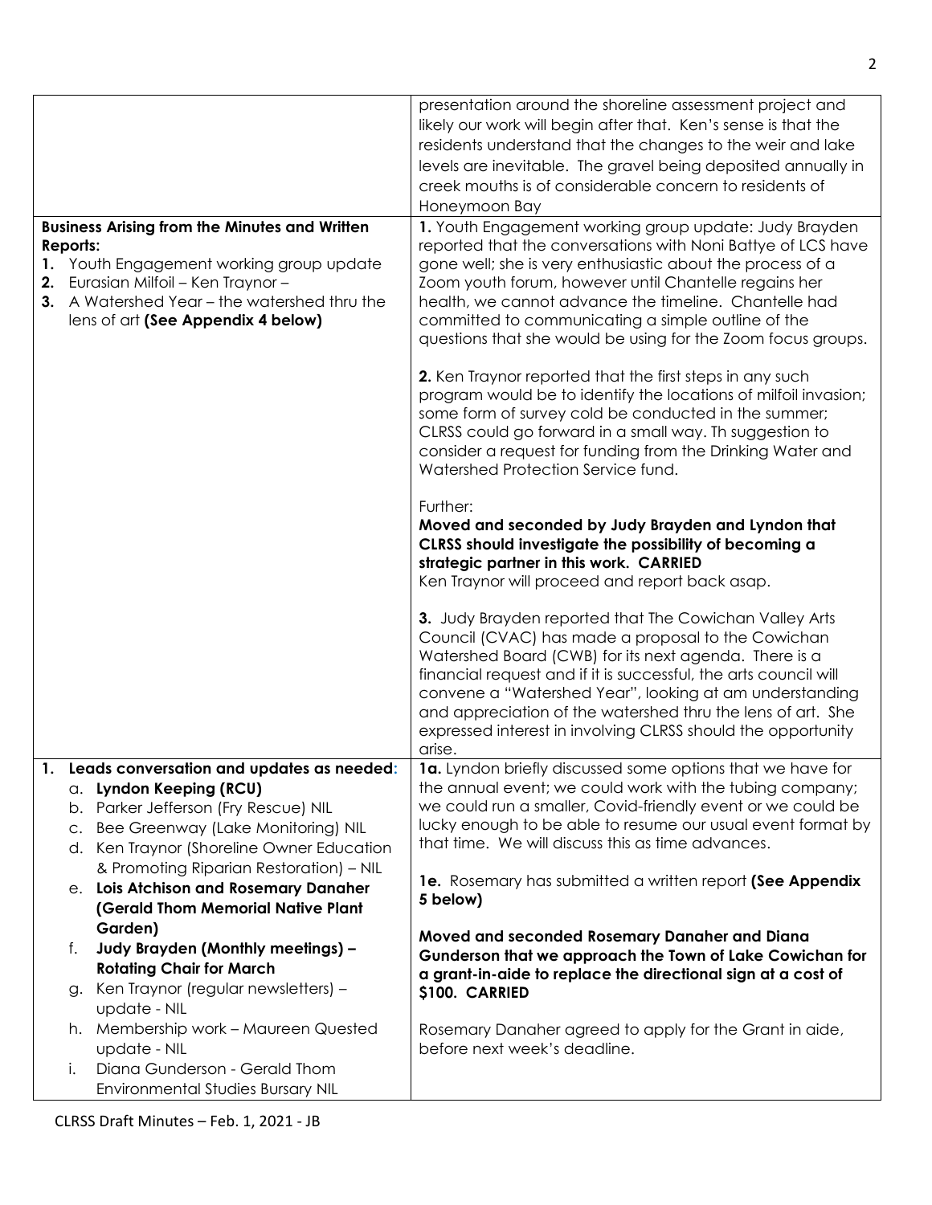| | |
|---|---|
| | presentation around the shoreline assessment project and likely our work will begin after that. Ken's sense is that the residents understand that the changes to the weir and lake levels are inevitable. The gravel being deposited annually in creek mouths is of considerable concern to residents of Honeymoon Bay |
| **Business Arising from the Minutes and Written Reports:**<br>**1.** Youth Engagement working group update<br>**2.** Eurasian Milfoil – Ken Traynor –<br>**3.** A Watershed Year – the watershed thru the lens of art **(See Appendix 4 below)** | **1.** Youth Engagement working group update: Judy Brayden reported that the conversations with Noni Battye of LCS have gone well; she is very enthusiastic about the process of a Zoom youth forum, however until Chantelle regains her health, we cannot advance the timeline. Chantelle had committed to communicating a simple outline of the questions that she would be using for the Zoom focus groups.<br><br>**2.** Ken Traynor reported that the first steps in any such program would be to identify the locations of milfoil invasion; some form of survey cold be conducted in the summer; CLRSS could go forward in a small way. Th suggestion to consider a request for funding from the Drinking Water and Watershed Protection Service fund.<br><br>Further:<br>**Moved and seconded by Judy Brayden and Lyndon that CLRSS should investigate the possibility of becoming a strategic partner in this work. CARRIED**<br>Ken Traynor will proceed and report back asap.<br><br>**3.** Judy Brayden reported that The Cowichan Valley Arts Council (CVAC) has made a proposal to the Cowichan Watershed Board (CWB) for its next agenda. There is a financial request and if it is successful, the arts council will convene a "Watershed Year", looking at am understanding and appreciation of the watershed thru the lens of art. She expressed interest in involving CLRSS should the opportunity arise. |
| **1. Leads conversation and updates as needed:**<br>a. **Lyndon Keeping (RCU)**<br>b. Parker Jefferson (Fry Rescue) NIL<br>c. Bee Greenway (Lake Monitoring) NIL<br>d. Ken Traynor (Shoreline Owner Education & Promoting Riparian Restoration) – NIL<br>e. **Lois Atchison and Rosemary Danaher (Gerald Thom Memorial Native Plant Garden)**<br>f. **Judy Brayden (Monthly meetings) – Rotating Chair for March**<br>g. Ken Traynor (regular newsletters) – update - NIL<br>h. Membership work – Maureen Quested update - NIL<br>i. Diana Gunderson - Gerald Thom Environmental Studies Bursary NIL | **1a.** Lyndon briefly discussed some options that we have for the annual event; we could work with the tubing company; we could run a smaller, Covid-friendly event or we could be lucky enough to be able to resume our usual event format by that time. We will discuss this as time advances.<br><br>**1e.** Rosemary has submitted a written report **(See Appendix 5 below)**<br><br>**Moved and seconded Rosemary Danaher and Diana Gunderson that we approach the Town of Lake Cowichan for a grant-in-aide to replace the directional sign at a cost of $100. CARRIED**<br><br>Rosemary Danaher agreed to apply for the Grant in aide, before next week's deadline. |

CLRSS Draft Minutes – Feb. 1, 2021 - JB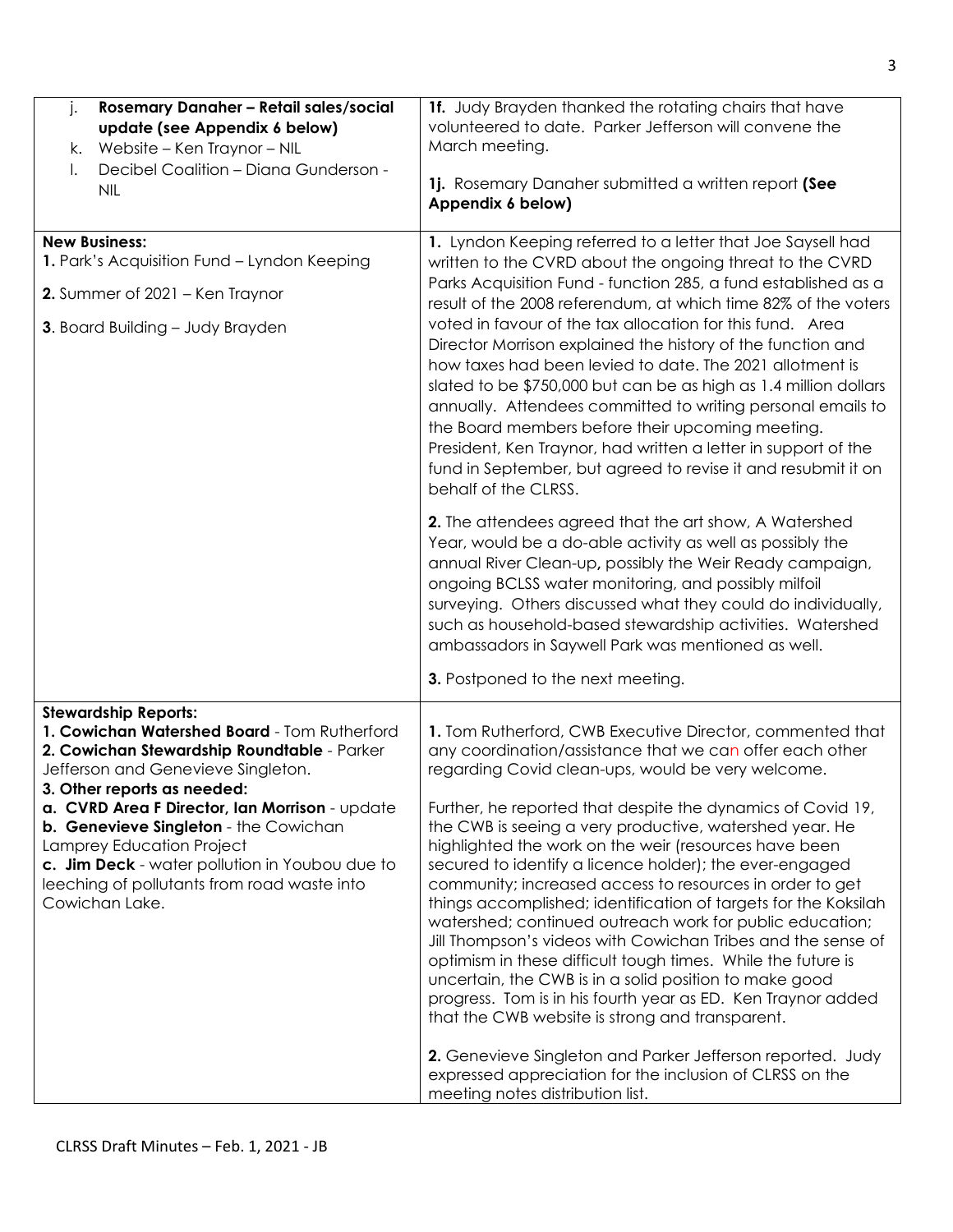| | |
|---|---|
| j. **Rosemary Danaher – Retail sales/social update (see Appendix 6 below)**<br>k. Website – Ken Traynor – NIL<br>l. Decibel Coalition – Diana Gunderson - NIL | **1f.** Judy Brayden thanked the rotating chairs that have volunteered to date. Parker Jefferson will convene the March meeting.<br><br>**1j.** Rosemary Danaher submitted a written report **(See Appendix 6 below)** |
| **New Business:**<br>**1.** Park's Acquisition Fund – Lyndon Keeping<br>**2.** Summer of 2021 – Ken Traynor<br>**3**. Board Building – Judy Brayden | **1.** Lyndon Keeping referred to a letter that Joe Saysell had written to the CVRD about the ongoing threat to the CVRD Parks Acquisition Fund - function 285, a fund established as a result of the 2008 referendum, at which time 82% of the voters voted in favour of the tax allocation for this fund. Area Director Morrison explained the history of the function and how taxes had been levied to date. The 2021 allotment is slated to be \$750,000 but can be as high as 1.4 million dollars annually. Attendees committed to writing personal emails to the Board members before their upcoming meeting. President, Ken Traynor, had written a letter in support of the fund in September, but agreed to revise it and resubmit it on behalf of the CLRSS.<br><br>**2.** The attendees agreed that the art show, A Watershed Year, would be a do-able activity as well as possibly the annual River Clean-up**,** possibly the Weir Ready campaign, ongoing BCLSS water monitoring, and possibly milfoil surveying. Others discussed what they could do individually, such as household-based stewardship activities. Watershed ambassadors in Saywell Park was mentioned as well.<br><br>**3.** Postponed to the next meeting. |
| **Stewardship Reports:**<br>**1. Cowichan Watershed Board** - Tom Rutherford<br>**2. Cowichan Stewardship Roundtable** - Parker Jefferson and Genevieve Singleton.<br>**3. Other reports as needed:**<br>**a. CVRD Area F Director, Ian Morrison** - update<br>**b. Genevieve Singleton** - the Cowichan Lamprey Education Project<br>**c. Jim Deck** - water pollution in Youbou due to leeching of pollutants from road waste into Cowichan Lake. | **1.** Tom Rutherford, CWB Executive Director, commented that any coordination/assistance that we can offer each other regarding Covid clean-ups, would be very welcome.<br><br>Further, he reported that despite the dynamics of Covid 19, the CWB is seeing a very productive, watershed year. He highlighted the work on the weir (resources have been secured to identify a licence holder); the ever-engaged community; increased access to resources in order to get things accomplished; identification of targets for the Koksilah watershed; continued outreach work for public education; Jill Thompson's videos with Cowichan Tribes and the sense of optimism in these difficult tough times. While the future is uncertain, the CWB is in a solid position to make good progress. Tom is in his fourth year as ED. Ken Traynor added that the CWB website is strong and transparent.<br><br>**2.** Genevieve Singleton and Parker Jefferson reported. Judy expressed appreciation for the inclusion of CLRSS on the meeting notes distribution list. |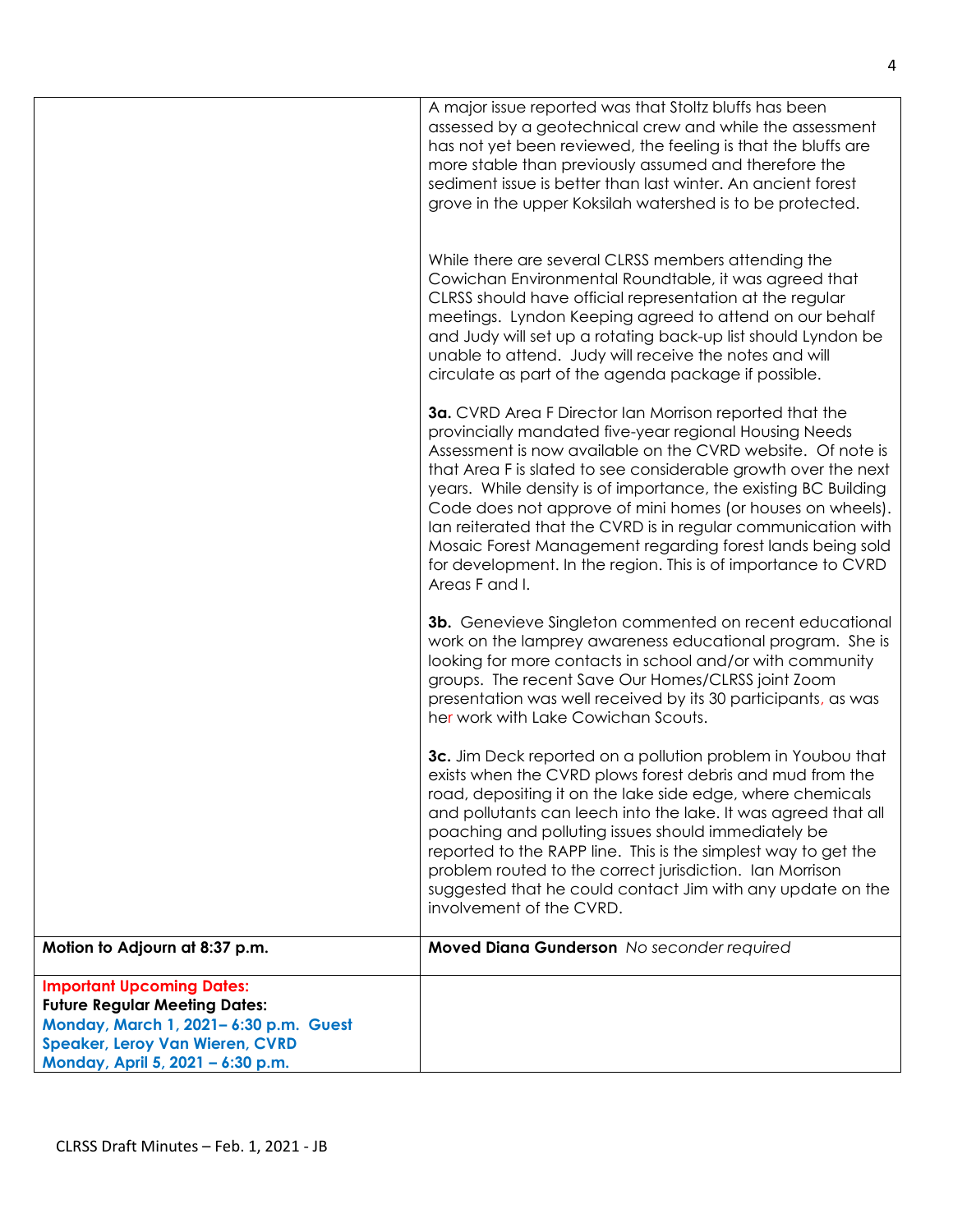| | |
|---|---|
| | A major issue reported was that Stoltz bluffs has been assessed by a geotechnical crew and while the assessment has not yet been reviewed, the feeling is that the bluffs are more stable than previously assumed and therefore the sediment issue is better than last winter. An ancient forest grove in the upper Koksilah watershed is to be protected.<br><br>While there are several CLRSS members attending the Cowichan Environmental Roundtable, it was agreed that CLRSS should have official representation at the regular meetings. Lyndon Keeping agreed to attend on our behalf and Judy will set up a rotating back-up list should Lyndon be unable to attend. Judy will receive the notes and will circulate as part of the agenda package if possible.<br><br>**3a.** CVRD Area F Director Ian Morrison reported that the provincially mandated five-year regional Housing Needs Assessment is now available on the CVRD website. Of note is that Area F is slated to see considerable growth over the next years. While density is of importance, the existing BC Building Code does not approve of mini homes (or houses on wheels). Ian reiterated that the CVRD is in regular communication with Mosaic Forest Management regarding forest lands being sold for development. In the region. This is of importance to CVRD Areas F and I.<br><br>**3b.** Genevieve Singleton commented on recent educational work on the lamprey awareness educational program. She is looking for more contacts in school and/or with community groups. The recent Save Our Homes/CLRSS joint Zoom presentation was well received by its 30 participants, as was her work with Lake Cowichan Scouts.<br><br>**3c.** Jim Deck reported on a pollution problem in Youbou that exists when the CVRD plows forest debris and mud from the road, depositing it on the lake side edge, where chemicals and pollutants can leech into the lake. It was agreed that all poaching and polluting issues should immediately be reported to the RAPP line. This is the simplest way to get the problem routed to the correct jurisdiction. Ian Morrison suggested that he could contact Jim with any update on the involvement of the CVRD. |
| **Motion to Adjourn at 8:37 p.m.** | **Moved Diana Gunderson** *No seconder required* |
| **Important Upcoming Dates:**<br>**Future Regular Meeting Dates:**<br>**Monday, March 1, 2021– 6:30 p.m. Guest Speaker, Leroy Van Wieren, CVRD**<br>**Monday, April 5, 2021 – 6:30 p.m.** | |

CLRSS Draft Minutes – Feb. 1, 2021 - JB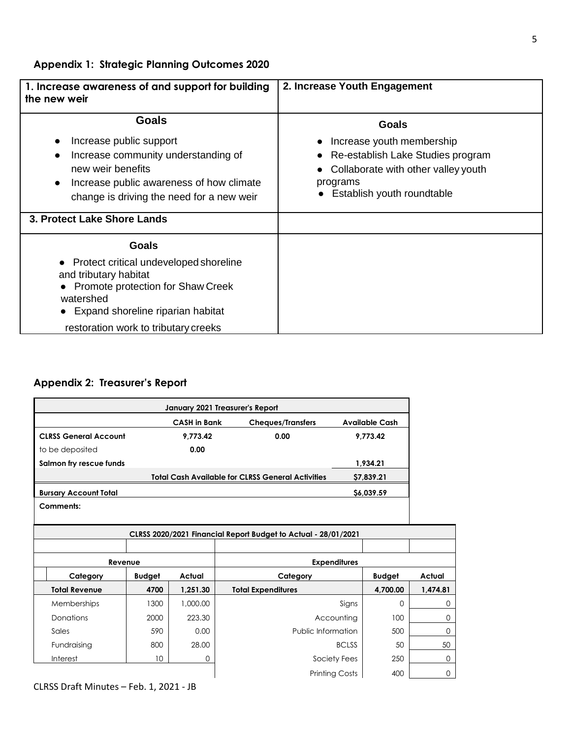## Appendix 1: Strategic Planning Outcomes 2020

| 1. Increase awareness of and support for building the new weir | 2. Increase Youth Engagement |
|---|---|
| **Goals**<br>• Increase public support<br>• Increase community understanding of new weir benefits<br>• Increase public awareness of how climate change is driving the need for a new weir | **Goals**<br>• Increase youth membership<br>• Re-establish Lake Studies program<br>• Collaborate with other valley youth programs<br>• Establish youth roundtable |
| **3. Protect Lake Shore Lands** | |
| **Goals**<br>• Protect critical undeveloped shoreline and tributary habitat<br>• Promote protection for Shaw Creek watershed<br>• Expand shoreline riparian habitat restoration work to tributary creeks | |

## Appendix 2: Treasurer's Report

| January 2021 Treasurer's Report | | | |
|---|---|---|---|
| | CASH in Bank | Cheques/Transfers | Available Cash |
| **CLRSS General Account** | 9,773.42 | 0.00 | 9,773.42 |
| to be deposited | 0.00 | | |
| **Salmon fry rescue funds** | | | 1,934.21 |
| | | **Total Cash Available for CLRSS General Activities** | $7,839.21 |
| **Bursary Account Total** | | | $6,039.59 |
| **Comments:** | | | |

**CLRSS 2020/2021 Financial Report Budget to Actual - 28/01/2021**

| Revenue | | | Expenditures | | |
|---|---|---|---|---|---|
| Category | Budget | Actual | Category | Budget | Actual |
| **Total Revenue** | **4700** | **1,251.30** | **Total Expenditures** | **4,700.00** | **1,474.81** |
| Memberships | 1300 | 1,000.00 | Signs | 0 | 0 |
| Donations | 2000 | 223.30 | Accounting | 100 | 0 |
| Sales | 590 | 0.00 | Public Information | 500 | 0 |
| Fundraising | 800 | 28.00 | BCLSS | 50 | 50 |
| Interest | 10 | 0 | Society Fees | 250 | 0 |
| | | | Printing Costs | 400 | 0 |

CLRSS Draft Minutes – Feb. 1, 2021 - JB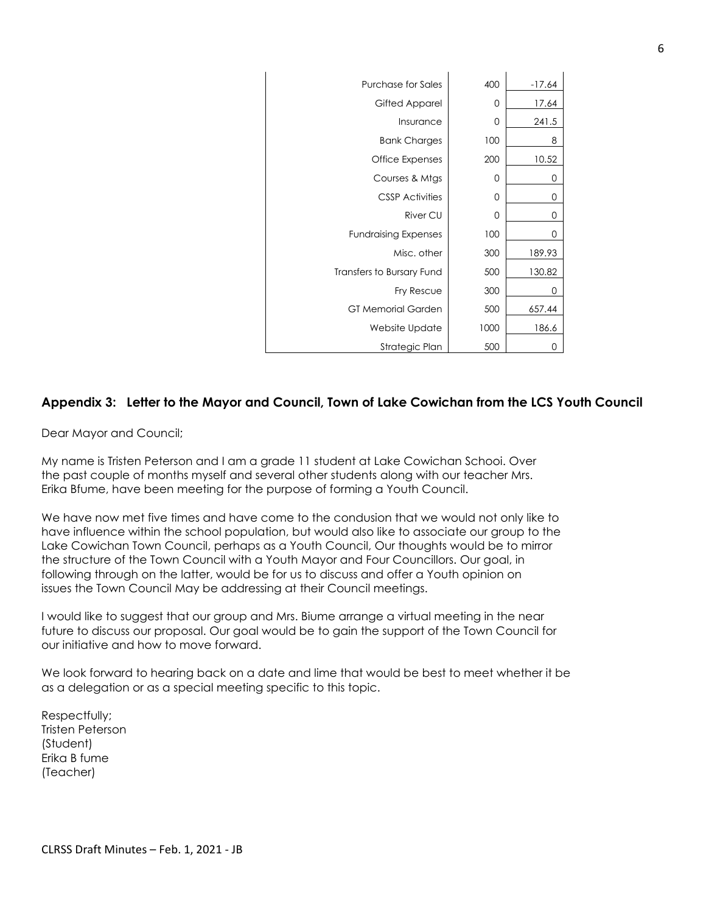| | | |
|---|---|---|
| Purchase for Sales | 400 | -17.64 |
| Gifted Apparel | 0 | 17.64 |
| Insurance | 0 | 241.5 |
| Bank Charges | 100 | 8 |
| Office Expenses | 200 | 10.52 |
| Courses & Mtgs | 0 | 0 |
| CSSP Activities | 0 | 0 |
| River CU | 0 | 0 |
| Fundraising Expenses | 100 | 0 |
| Misc. other | 300 | 189.93 |
| Transfers to Bursary Fund | 500 | 130.82 |
| Fry Rescue | 300 | 0 |
| GT Memorial Garden | 500 | 657.44 |
| Website Update | 1000 | 186.6 |
| Strategic Plan | 500 | 0 |

## Appendix 3: Letter to the Mayor and Council, Town of Lake Cowichan from the LCS Youth Council

Dear Mayor and Council;

My name is Tristen Peterson and I am a grade 11 student at Lake Cowichan Schooi. Over the past couple of months myself and several other students along with our teacher Mrs. Erika Bfume, have been meeting for the purpose of forming a Youth Council.

We have now met five times and have come to the condusion that we would not only like to have influence within the school population, but would also like to associate our group to the Lake Cowichan Town Council, perhaps as a Youth Council, Our thoughts would be to mirror the structure of the Town Council with a Youth Mayor and Four Councillors. Our goal, in following through on the latter, would be for us to discuss and offer a Youth opinion on issues the Town Council May be addressing at their Council meetings.

I would like to suggest that our group and Mrs. Biume arrange a virtual meeting in the near future to discuss our proposal. Our goal would be to gain the support of the Town Council for our initiative and how to move forward.

We look forward to hearing back on a date and lime that would be best to meet whether it be as a delegation or as a special meeting specific to this topic.

Respectfully;
Tristen Peterson
(Student)
Erika B fume
(Teacher)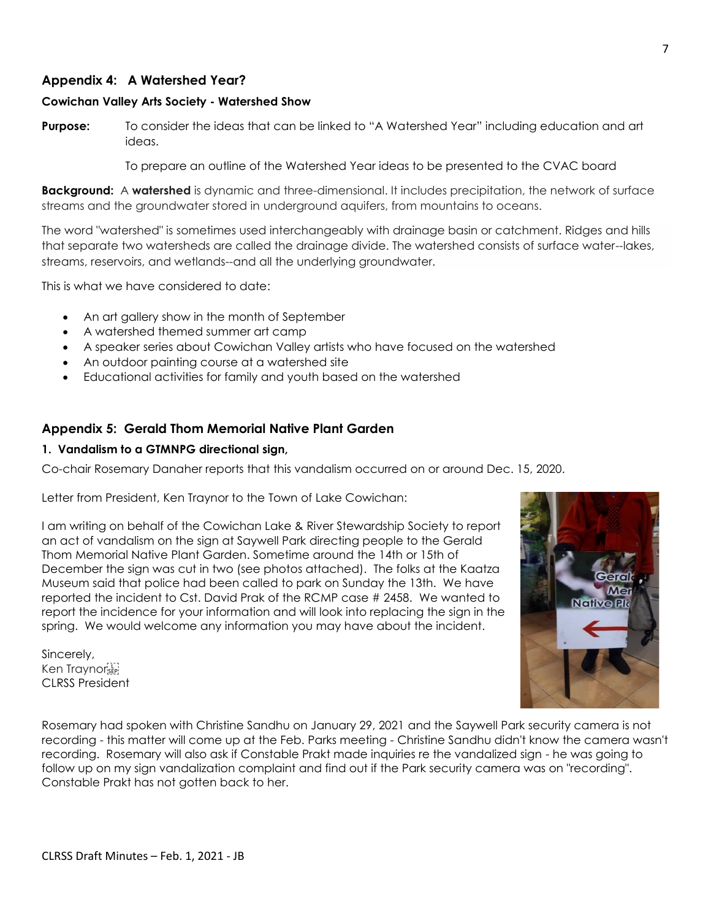## Appendix 4: A Watershed Year?

### Cowichan Valley Arts Society - Watershed Show

**Purpose:** To consider the ideas that can be linked to "A Watershed Year" including education and art ideas.

To prepare an outline of the Watershed Year ideas to be presented to the CVAC board

**Background:** A **watershed** is dynamic and three-dimensional. It includes precipitation, the network of surface streams and the groundwater stored in underground aquifers, from mountains to oceans.

The word "watershed" is sometimes used interchangeably with drainage basin or catchment. Ridges and hills that separate two watersheds are called the drainage divide. The watershed consists of surface water--lakes, streams, reservoirs, and wetlands--and all the underlying groundwater.

This is what we have considered to date:

- An art gallery show in the month of September
- A watershed themed summer art camp
- A speaker series about Cowichan Valley artists who have focused on the watershed
- An outdoor painting course at a watershed site
- Educational activities for family and youth based on the watershed

## Appendix 5: Gerald Thom Memorial Native Plant Garden

### 1. Vandalism to a GTMNPG directional sign,

Co-chair Rosemary Danaher reports that this vandalism occurred on or around Dec. 15, 2020.

Letter from President, Ken Traynor to the Town of Lake Cowichan:

I am writing on behalf of the Cowichan Lake & River Stewardship Society to report an act of vandalism on the sign at Saywell Park directing people to the Gerald Thom Memorial Native Plant Garden. Sometime around the 14th or 15th of December the sign was cut in two (see photos attached). The folks at the Kaatza Museum said that police had been called to park on Sunday the 13th. We have reported the incident to Cst. David Prak of the RCMP case # 2458. We wanted to report the incidence for your information and will look into replacing the sign in the spring. We would welcome any information you may have about the incident.

Sincerely,
Ken Traynor
CLRSS President

Rosemary had spoken with Christine Sandhu on January 29, 2021 and the Saywell Park security camera is not recording - this matter will come up at the Feb. Parks meeting - Christine Sandhu didn't know the camera wasn't recording. Rosemary will also ask if Constable Prakt made inquiries re the vandalized sign - he was going to follow up on my sign vandalization complaint and find out if the Park security camera was on "recording". Constable Prakt has not gotten back to her.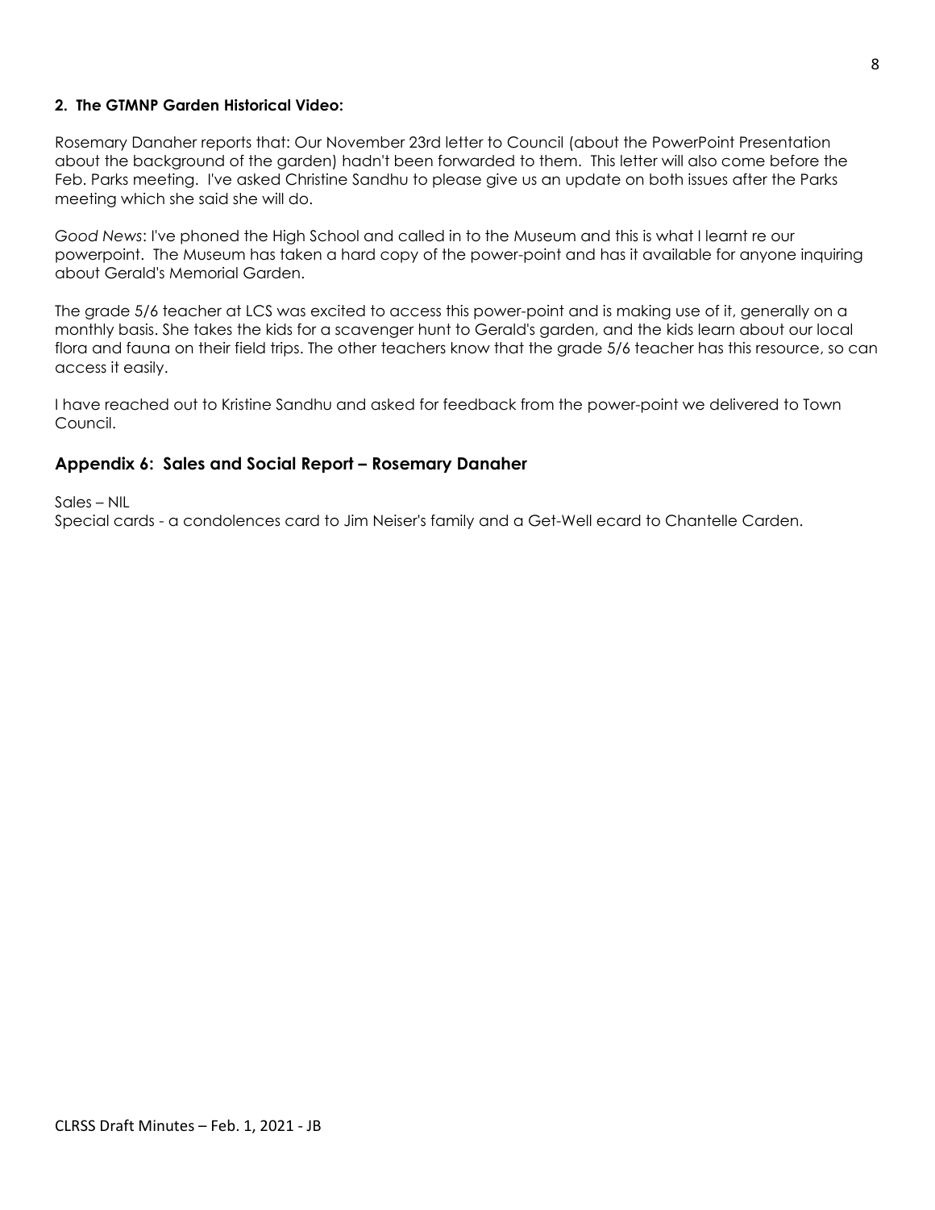**2. The GTMNP Garden Historical Video:**

Rosemary Danaher reports that: Our November 23rd letter to Council (about the PowerPoint Presentation about the background of the garden) hadn't been forwarded to them. This letter will also come before the Feb. Parks meeting. I've asked Christine Sandhu to please give us an update on both issues after the Parks meeting which she said she will do.

*Good News*: I've phoned the High School and called in to the Museum and this is what I learnt re our powerpoint. The Museum has taken a hard copy of the power-point and has it available for anyone inquiring about Gerald's Memorial Garden.

The grade 5/6 teacher at LCS was excited to access this power-point and is making use of it, generally on a monthly basis. She takes the kids for a scavenger hunt to Gerald's garden, and the kids learn about our local flora and fauna on their field trips. The other teachers know that the grade 5/6 teacher has this resource, so can access it easily.

I have reached out to Kristine Sandhu and asked for feedback from the power-point we delivered to Town Council.

## Appendix 6: Sales and Social Report – Rosemary Danaher

Sales – NIL
Special cards - a condolences card to Jim Neiser's family and a Get-Well ecard to Chantelle Carden.